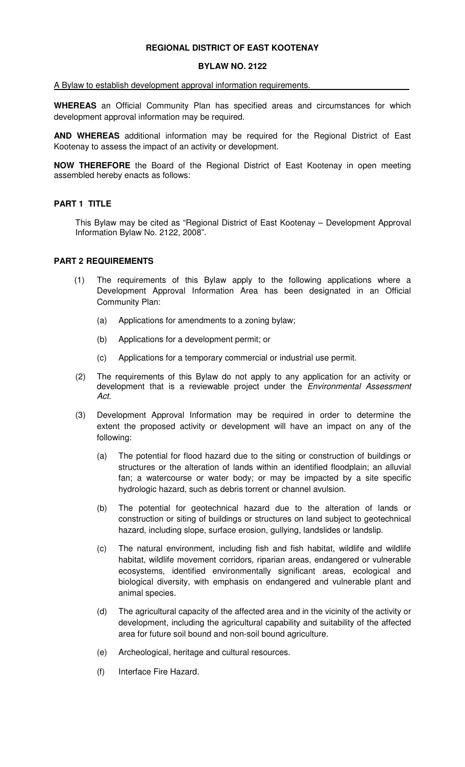# REGIONAL DISTRICT OF EAST KOOTENAY

## BYLAW NO. 2122

A Bylaw to establish development approval information requirements.

**WHEREAS** an Official Community Plan has specified areas and circumstances for which development approval information may be required.

**AND WHEREAS** additional information may be required for the Regional District of East Kootenay to assess the impact of an activity or development.

**NOW THEREFORE** the Board of the Regional District of East Kootenay in open meeting assembled hereby enacts as follows:

### PART 1 TITLE

This Bylaw may be cited as "Regional District of East Kootenay – Development Approval Information Bylaw No. 2122, 2008".

### PART 2 REQUIREMENTS

(1) The requirements of this Bylaw apply to the following applications where a Development Approval Information Area has been designated in an Official Community Plan:

- (a) Applications for amendments to a zoning bylaw;
- (b) Applications for a development permit; or
- (c) Applications for a temporary commercial or industrial use permit.

(2) The requirements of this Bylaw do not apply to any application for an activity or development that is a reviewable project under the *Environmental Assessment Act*.

(3) Development Approval Information may be required in order to determine the extent the proposed activity or development will have an impact on any of the following:

- (a) The potential for flood hazard due to the siting or construction of buildings or structures or the alteration of lands within an identified floodplain; an alluvial fan; a watercourse or water body; or may be impacted by a site specific hydrologic hazard, such as debris torrent or channel avulsion.
- (b) The potential for geotechnical hazard due to the alteration of lands or construction or siting of buildings or structures on land subject to geotechnical hazard, including slope, surface erosion, gullying, landslides or landslip.
- (c) The natural environment, including fish and fish habitat, wildlife and wildlife habitat, wildlife movement corridors, riparian areas, endangered or vulnerable ecosystems, identified environmentally significant areas, ecological and biological diversity, with emphasis on endangered and vulnerable plant and animal species.
- (d) The agricultural capacity of the affected area and in the vicinity of the activity or development, including the agricultural capability and suitability of the affected area for future soil bound and non-soil bound agriculture.
- (e) Archeological, heritage and cultural resources.
- (f) Interface Fire Hazard.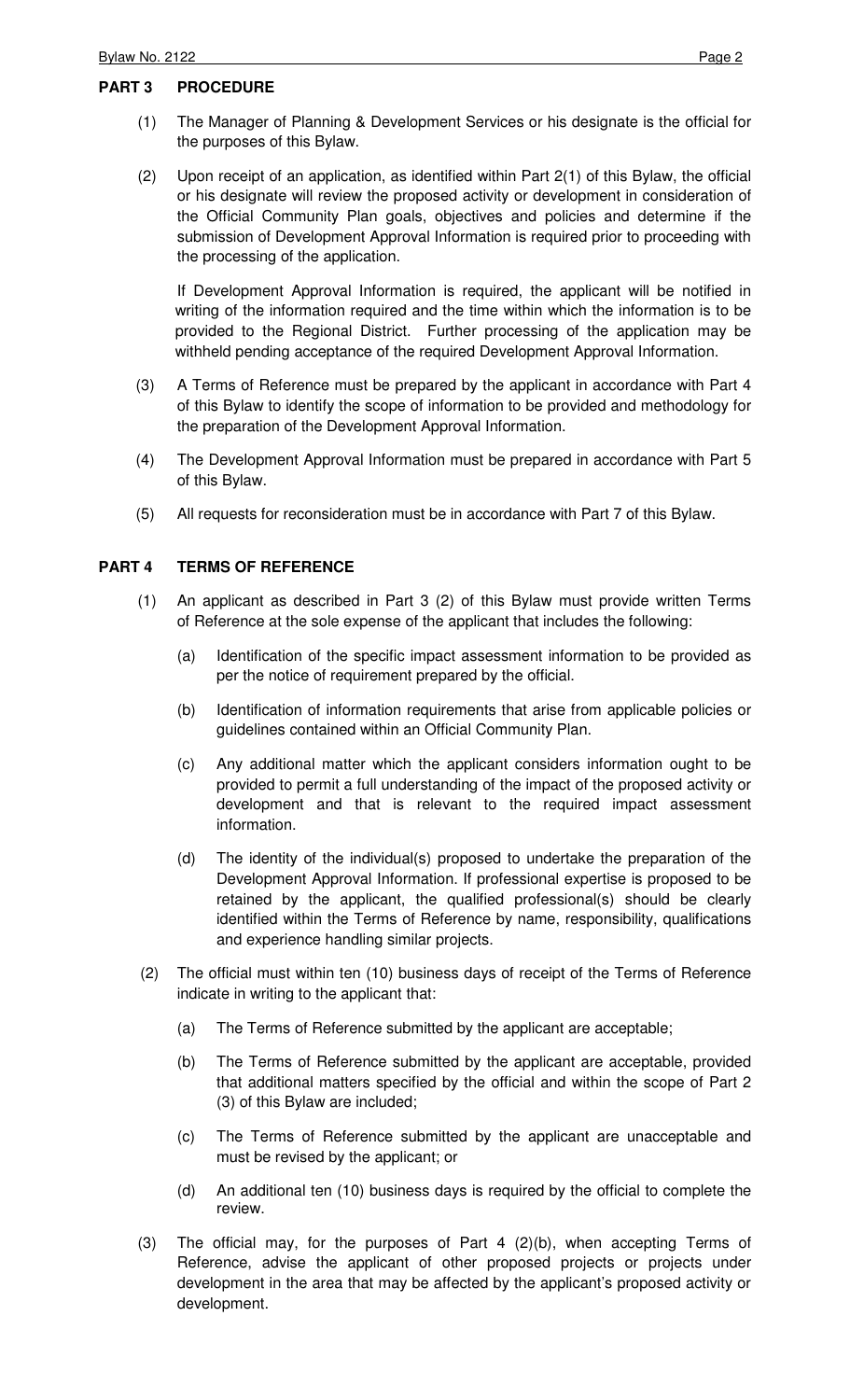## PART 3 PROCEDURE

(1) The Manager of Planning & Development Services or his designate is the official for the purposes of this Bylaw.

(2) Upon receipt of an application, as identified within Part 2(1) of this Bylaw, the official or his designate will review the proposed activity or development in consideration of the Official Community Plan goals, objectives and policies and determine if the submission of Development Approval Information is required prior to proceeding with the processing of the application.

If Development Approval Information is required, the applicant will be notified in writing of the information required and the time within which the information is to be provided to the Regional District. Further processing of the application may be withheld pending acceptance of the required Development Approval Information.

(3) A Terms of Reference must be prepared by the applicant in accordance with Part 4 of this Bylaw to identify the scope of information to be provided and methodology for the preparation of the Development Approval Information.

(4) The Development Approval Information must be prepared in accordance with Part 5 of this Bylaw.

(5) All requests for reconsideration must be in accordance with Part 7 of this Bylaw.

## PART 4 TERMS OF REFERENCE

(1) An applicant as described in Part 3 (2) of this Bylaw must provide written Terms of Reference at the sole expense of the applicant that includes the following:

(a) Identification of the specific impact assessment information to be provided as per the notice of requirement prepared by the official.

(b) Identification of information requirements that arise from applicable policies or guidelines contained within an Official Community Plan.

(c) Any additional matter which the applicant considers information ought to be provided to permit a full understanding of the impact of the proposed activity or development and that is relevant to the required impact assessment information.

(d) The identity of the individual(s) proposed to undertake the preparation of the Development Approval Information. If professional expertise is proposed to be retained by the applicant, the qualified professional(s) should be clearly identified within the Terms of Reference by name, responsibility, qualifications and experience handling similar projects.

(2) The official must within ten (10) business days of receipt of the Terms of Reference indicate in writing to the applicant that:

(a) The Terms of Reference submitted by the applicant are acceptable;

(b) The Terms of Reference submitted by the applicant are acceptable, provided that additional matters specified by the official and within the scope of Part 2 (3) of this Bylaw are included;

(c) The Terms of Reference submitted by the applicant are unacceptable and must be revised by the applicant; or

(d) An additional ten (10) business days is required by the official to complete the review.

(3) The official may, for the purposes of Part 4 (2)(b), when accepting Terms of Reference, advise the applicant of other proposed projects or projects under development in the area that may be affected by the applicant's proposed activity or development.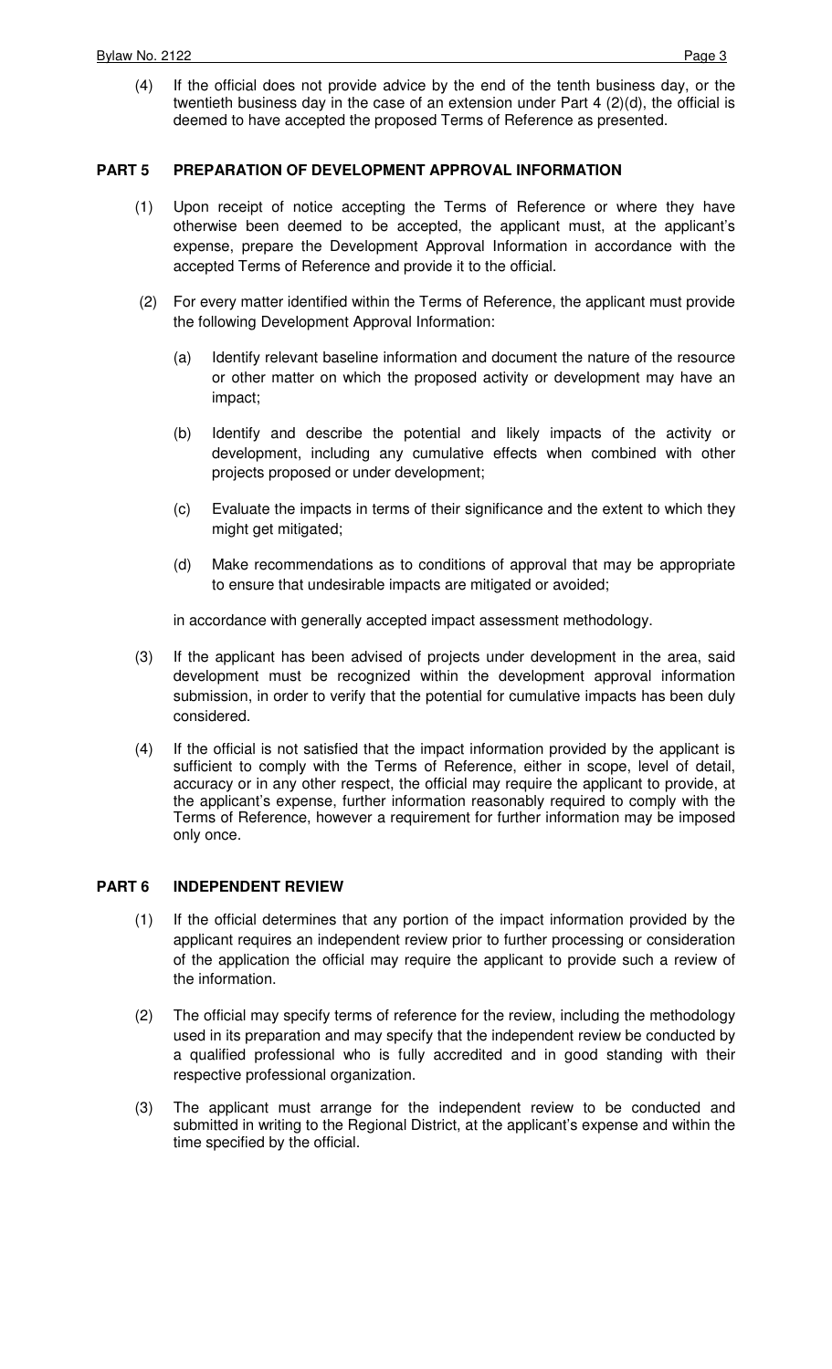(4) If the official does not provide advice by the end of the tenth business day, or the twentieth business day in the case of an extension under Part 4 (2)(d), the official is deemed to have accepted the proposed Terms of Reference as presented.

## PART 5 PREPARATION OF DEVELOPMENT APPROVAL INFORMATION

(1) Upon receipt of notice accepting the Terms of Reference or where they have otherwise been deemed to be accepted, the applicant must, at the applicant's expense, prepare the Development Approval Information in accordance with the accepted Terms of Reference and provide it to the official.

(2) For every matter identified within the Terms of Reference, the applicant must provide the following Development Approval Information:

(a) Identify relevant baseline information and document the nature of the resource or other matter on which the proposed activity or development may have an impact;

(b) Identify and describe the potential and likely impacts of the activity or development, including any cumulative effects when combined with other projects proposed or under development;

(c) Evaluate the impacts in terms of their significance and the extent to which they might get mitigated;

(d) Make recommendations as to conditions of approval that may be appropriate to ensure that undesirable impacts are mitigated or avoided;

in accordance with generally accepted impact assessment methodology.

(3) If the applicant has been advised of projects under development in the area, said development must be recognized within the development approval information submission, in order to verify that the potential for cumulative impacts has been duly considered.

(4) If the official is not satisfied that the impact information provided by the applicant is sufficient to comply with the Terms of Reference, either in scope, level of detail, accuracy or in any other respect, the official may require the applicant to provide, at the applicant's expense, further information reasonably required to comply with the Terms of Reference, however a requirement for further information may be imposed only once.

## PART 6 INDEPENDENT REVIEW

(1) If the official determines that any portion of the impact information provided by the applicant requires an independent review prior to further processing or consideration of the application the official may require the applicant to provide such a review of the information.

(2) The official may specify terms of reference for the review, including the methodology used in its preparation and may specify that the independent review be conducted by a qualified professional who is fully accredited and in good standing with their respective professional organization.

(3) The applicant must arrange for the independent review to be conducted and submitted in writing to the Regional District, at the applicant's expense and within the time specified by the official.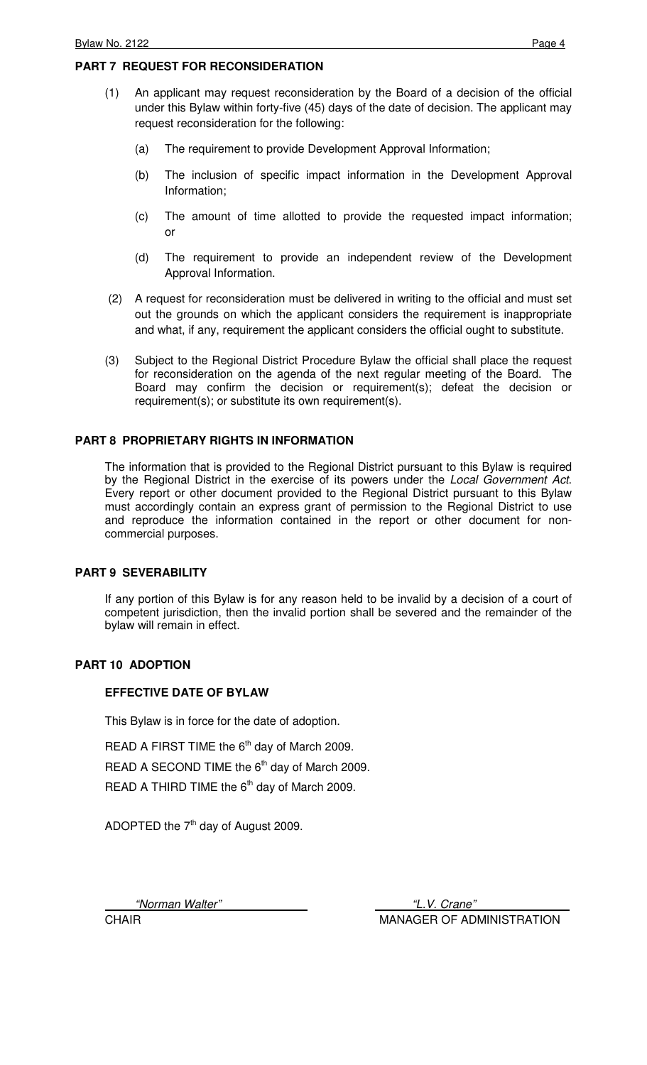## PART 7 REQUEST FOR RECONSIDERATION

(1) An applicant may request reconsideration by the Board of a decision of the official under this Bylaw within forty-five (45) days of the date of decision. The applicant may request reconsideration for the following:

(a) The requirement to provide Development Approval Information;

(b) The inclusion of specific impact information in the Development Approval Information;

(c) The amount of time allotted to provide the requested impact information; or

(d) The requirement to provide an independent review of the Development Approval Information.

(2) A request for reconsideration must be delivered in writing to the official and must set out the grounds on which the applicant considers the requirement is inappropriate and what, if any, requirement the applicant considers the official ought to substitute.

(3) Subject to the Regional District Procedure Bylaw the official shall place the request for reconsideration on the agenda of the next regular meeting of the Board. The Board may confirm the decision or requirement(s); defeat the decision or requirement(s); or substitute its own requirement(s).

## PART 8 PROPRIETARY RIGHTS IN INFORMATION

The information that is provided to the Regional District pursuant to this Bylaw is required by the Regional District in the exercise of its powers under the *Local Government Act*. Every report or other document provided to the Regional District pursuant to this Bylaw must accordingly contain an express grant of permission to the Regional District to use and reproduce the information contained in the report or other document for non-commercial purposes.

## PART 9 SEVERABILITY

If any portion of this Bylaw is for any reason held to be invalid by a decision of a court of competent jurisdiction, then the invalid portion shall be severed and the remainder of the bylaw will remain in effect.

## PART 10 ADOPTION

### EFFECTIVE DATE OF BYLAW

This Bylaw is in force for the date of adoption.

READ A FIRST TIME the 6th day of March 2009.

READ A SECOND TIME the 6th day of March 2009.

READ A THIRD TIME the 6th day of March 2009.

ADOPTED the 7th day of August 2009.

*"Norman Walter"*
CHAIR

*"L.V. Crane"*
MANAGER OF ADMINISTRATION